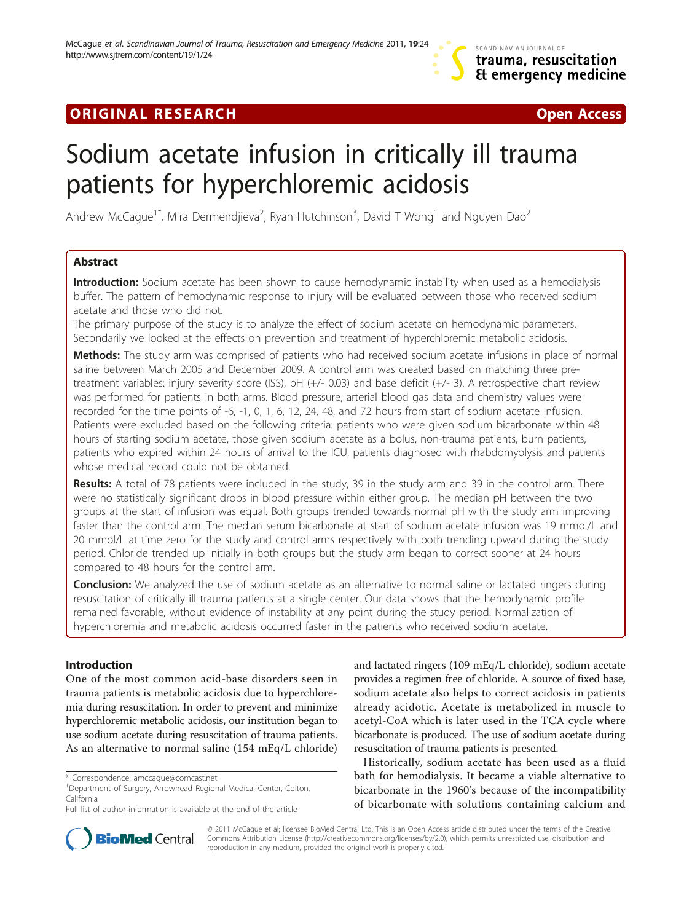ORIGINAL RESEARCH Open Access

# Sodium acetate infusion in critically ill trauma patients for hyperchloremic acidosis

Andrew McCague[1*], Mira Dermendjieva[2], Ryan Hutchinson[3], David T Wong[1] and Nguyen Dao[2]

## Abstract

**Introduction:** Sodium acetate has been shown to cause hemodynamic instability when used as a hemodialysis buffer. The pattern of hemodynamic response to injury will be evaluated between those who received sodium acetate and those who did not.

The primary purpose of the study is to analyze the effect of sodium acetate on hemodynamic parameters. Secondarily we looked at the effects on prevention and treatment of hyperchloremic metabolic acidosis.

**Methods:** The study arm was comprised of patients who had received sodium acetate infusions in place of normal saline between March 2005 and December 2009. A control arm was created based on matching three pre-treatment variables: injury severity score (ISS), pH (+/- 0.03) and base deficit (+/- 3). A retrospective chart review was performed for patients in both arms. Blood pressure, arterial blood gas data and chemistry values were recorded for the time points of -6, -1, 0, 1, 6, 12, 24, 48, and 72 hours from start of sodium acetate infusion. Patients were excluded based on the following criteria: patients who were given sodium bicarbonate within 48 hours of starting sodium acetate, those given sodium acetate as a bolus, non-trauma patients, burn patients, patients who expired within 24 hours of arrival to the ICU, patients diagnosed with rhabdomyolysis and patients whose medical record could not be obtained.

**Results:** A total of 78 patients were included in the study, 39 in the study arm and 39 in the control arm. There were no statistically significant drops in blood pressure within either group. The median pH between the two groups at the start of infusion was equal. Both groups trended towards normal pH with the study arm improving faster than the control arm. The median serum bicarbonate at start of sodium acetate infusion was 19 mmol/L and 20 mmol/L at time zero for the study and control arms respectively with both trending upward during the study period. Chloride trended up initially in both groups but the study arm began to correct sooner at 24 hours compared to 48 hours for the control arm.

**Conclusion:** We analyzed the use of sodium acetate as an alternative to normal saline or lactated ringers during resuscitation of critically ill trauma patients at a single center. Our data shows that the hemodynamic profile remained favorable, without evidence of instability at any point during the study period. Normalization of hyperchloremia and metabolic acidosis occurred faster in the patients who received sodium acetate.

## Introduction

One of the most common acid-base disorders seen in trauma patients is metabolic acidosis due to hyperchloremia during resuscitation. In order to prevent and minimize hyperchloremic metabolic acidosis, our institution began to use sodium acetate during resuscitation of trauma patients. As an alternative to normal saline (154 mEq/L chloride) and lactated ringers (109 mEq/L chloride), sodium acetate provides a regimen free of chloride. A source of fixed base, sodium acetate also helps to correct acidosis in patients already acidotic. Acetate is metabolized in muscle to acetyl-CoA which is later used in the TCA cycle where bicarbonate is produced. The use of sodium acetate during resuscitation of trauma patients is presented.

Historically, sodium acetate has been used as a fluid bath for hemodialysis. It became a viable alternative to bicarbonate in the 1960's because of the incompatibility of bicarbonate with solutions containing calcium and

\* Correspondence: amccague@comcast.net
[1]Department of Surgery, Arrowhead Regional Medical Center, Colton, California
Full list of author information is available at the end of the article

© 2011 McCague et al; licensee BioMed Central Ltd. This is an Open Access article distributed under the terms of the Creative Commons Attribution License (http://creativecommons.org/licenses/by/2.0), which permits unrestricted use, distribution, and reproduction in any medium, provided the original work is properly cited.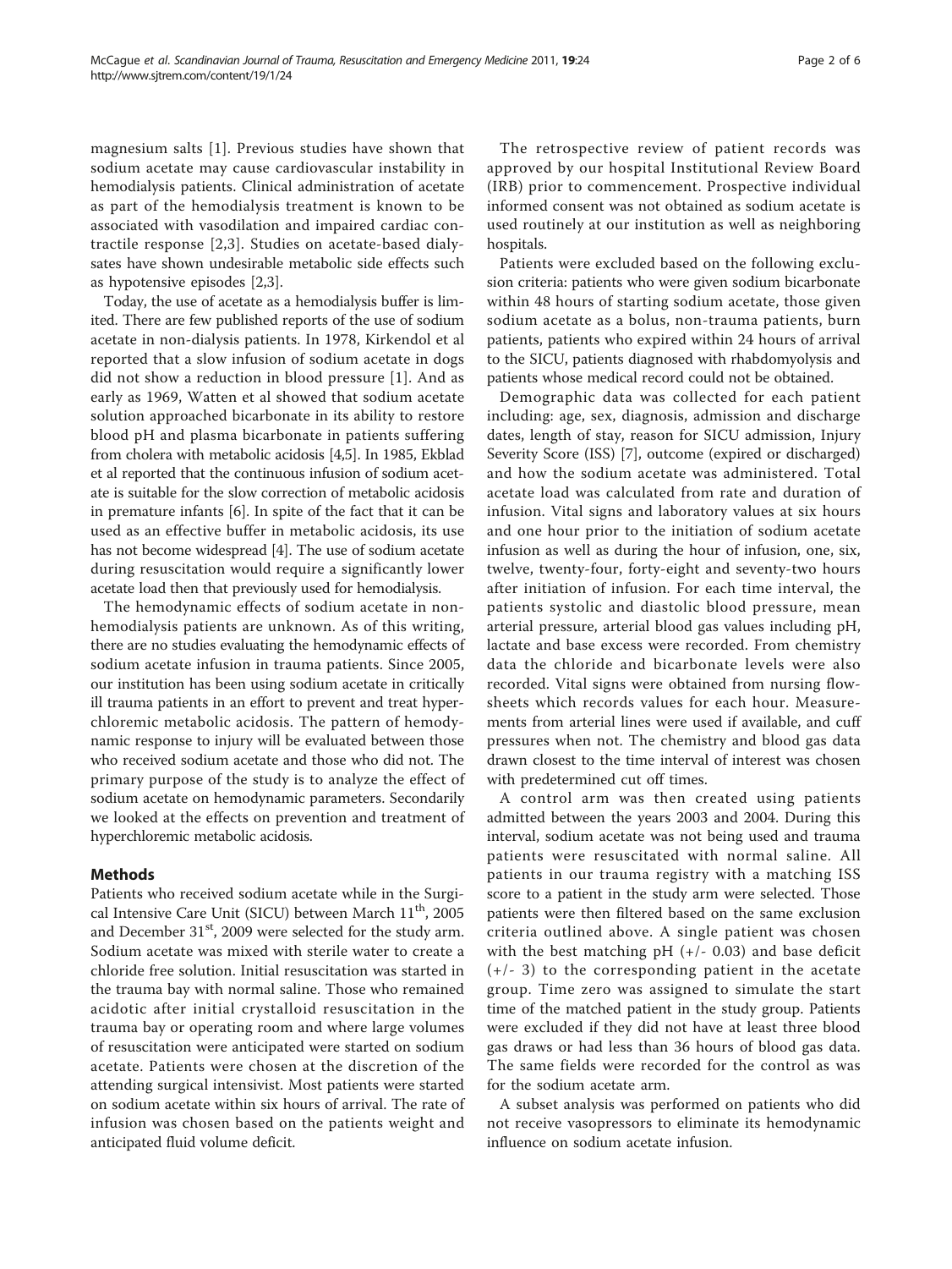magnesium salts [1]. Previous studies have shown that sodium acetate may cause cardiovascular instability in hemodialysis patients. Clinical administration of acetate as part of the hemodialysis treatment is known to be associated with vasodilation and impaired cardiac contractile response [2,3]. Studies on acetate-based dialysates have shown undesirable metabolic side effects such as hypotensive episodes [2,3].

Today, the use of acetate as a hemodialysis buffer is limited. There are few published reports of the use of sodium acetate in non-dialysis patients. In 1978, Kirkendol et al reported that a slow infusion of sodium acetate in dogs did not show a reduction in blood pressure [1]. And as early as 1969, Watten et al showed that sodium acetate solution approached bicarbonate in its ability to restore blood pH and plasma bicarbonate in patients suffering from cholera with metabolic acidosis [4,5]. In 1985, Ekblad et al reported that the continuous infusion of sodium acetate is suitable for the slow correction of metabolic acidosis in premature infants [6]. In spite of the fact that it can be used as an effective buffer in metabolic acidosis, its use has not become widespread [4]. The use of sodium acetate during resuscitation would require a significantly lower acetate load then that previously used for hemodialysis.

The hemodynamic effects of sodium acetate in non-hemodialysis patients are unknown. As of this writing, there are no studies evaluating the hemodynamic effects of sodium acetate infusion in trauma patients. Since 2005, our institution has been using sodium acetate in critically ill trauma patients in an effort to prevent and treat hyperchloremic metabolic acidosis. The pattern of hemodynamic response to injury will be evaluated between those who received sodium acetate and those who did not. The primary purpose of the study is to analyze the effect of sodium acetate on hemodynamic parameters. Secondarily we looked at the effects on prevention and treatment of hyperchloremic metabolic acidosis.

## Methods

Patients who received sodium acetate while in the Surgical Intensive Care Unit (SICU) between March 11th, 2005 and December 31st, 2009 were selected for the study arm. Sodium acetate was mixed with sterile water to create a chloride free solution. Initial resuscitation was started in the trauma bay with normal saline. Those who remained acidotic after initial crystalloid resuscitation in the trauma bay or operating room and where large volumes of resuscitation were anticipated were started on sodium acetate. Patients were chosen at the discretion of the attending surgical intensivist. Most patients were started on sodium acetate within six hours of arrival. The rate of infusion was chosen based on the patients weight and anticipated fluid volume deficit.

The retrospective review of patient records was approved by our hospital Institutional Review Board (IRB) prior to commencement. Prospective individual informed consent was not obtained as sodium acetate is used routinely at our institution as well as neighboring hospitals.

Patients were excluded based on the following exclusion criteria: patients who were given sodium bicarbonate within 48 hours of starting sodium acetate, those given sodium acetate as a bolus, non-trauma patients, burn patients, patients who expired within 24 hours of arrival to the SICU, patients diagnosed with rhabdomyolysis and patients whose medical record could not be obtained.

Demographic data was collected for each patient including: age, sex, diagnosis, admission and discharge dates, length of stay, reason for SICU admission, Injury Severity Score (ISS) [7], outcome (expired or discharged) and how the sodium acetate was administered. Total acetate load was calculated from rate and duration of infusion. Vital signs and laboratory values at six hours and one hour prior to the initiation of sodium acetate infusion as well as during the hour of infusion, one, six, twelve, twenty-four, forty-eight and seventy-two hours after initiation of infusion. For each time interval, the patients systolic and diastolic blood pressure, mean arterial pressure, arterial blood gas values including pH, lactate and base excess were recorded. From chemistry data the chloride and bicarbonate levels were also recorded. Vital signs were obtained from nursing flowsheets which records values for each hour. Measurements from arterial lines were used if available, and cuff pressures when not. The chemistry and blood gas data drawn closest to the time interval of interest was chosen with predetermined cut off times.

A control arm was then created using patients admitted between the years 2003 and 2004. During this interval, sodium acetate was not being used and trauma patients were resuscitated with normal saline. All patients in our trauma registry with a matching ISS score to a patient in the study arm were selected. Those patients were then filtered based on the same exclusion criteria outlined above. A single patient was chosen with the best matching pH (+/- 0.03) and base deficit (+/- 3) to the corresponding patient in the acetate group. Time zero was assigned to simulate the start time of the matched patient in the study group. Patients were excluded if they did not have at least three blood gas draws or had less than 36 hours of blood gas data. The same fields were recorded for the control as was for the sodium acetate arm.

A subset analysis was performed on patients who did not receive vasopressors to eliminate its hemodynamic influence on sodium acetate infusion.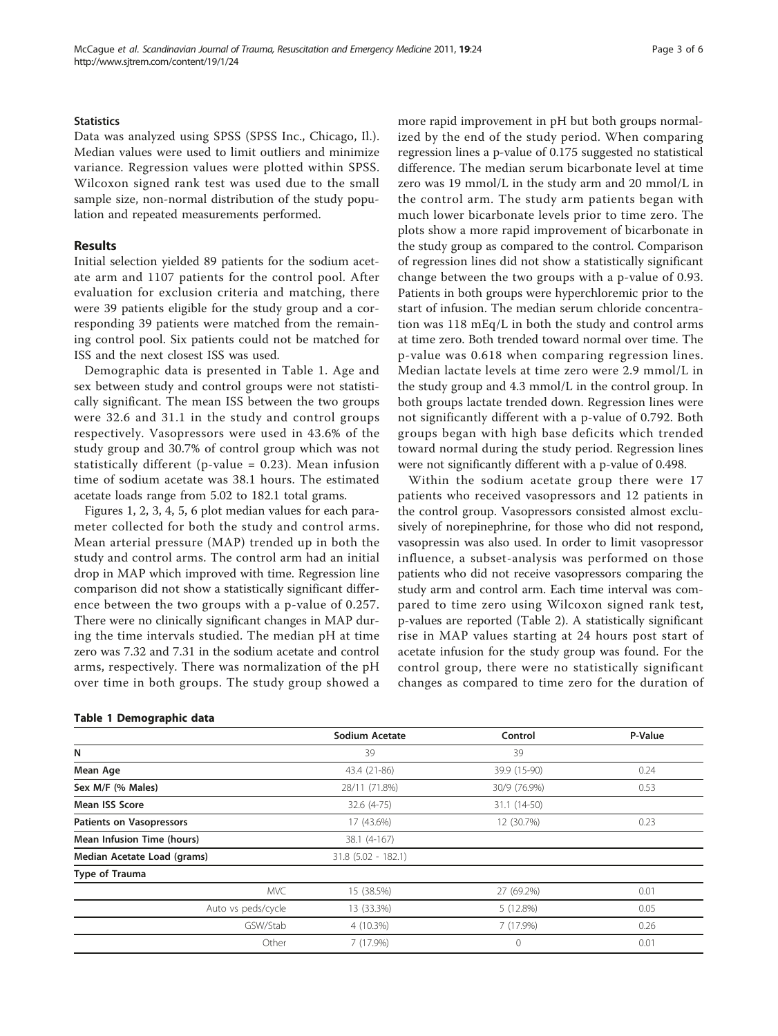### Statistics

Data was analyzed using SPSS (SPSS Inc., Chicago, Il.). Median values were used to limit outliers and minimize variance. Regression values were plotted within SPSS. Wilcoxon signed rank test was used due to the small sample size, non-normal distribution of the study population and repeated measurements performed.

## Results

Initial selection yielded 89 patients for the sodium acetate arm and 1107 patients for the control pool. After evaluation for exclusion criteria and matching, there were 39 patients eligible for the study group and a corresponding 39 patients were matched from the remaining control pool. Six patients could not be matched for ISS and the next closest ISS was used.

Demographic data is presented in Table 1. Age and sex between study and control groups were not statistically significant. The mean ISS between the two groups were 32.6 and 31.1 in the study and control groups respectively. Vasopressors were used in 43.6% of the study group and 30.7% of control group which was not statistically different (p-value = 0.23). Mean infusion time of sodium acetate was 38.1 hours. The estimated acetate loads range from 5.02 to 182.1 total grams.

Figures 1, 2, 3, 4, 5, 6 plot median values for each parameter collected for both the study and control arms. Mean arterial pressure (MAP) trended up in both the study and control arms. The control arm had an initial drop in MAP which improved with time. Regression line comparison did not show a statistically significant difference between the two groups with a p-value of 0.257. There were no clinically significant changes in MAP during the time intervals studied. The median pH at time zero was 7.32 and 7.31 in the sodium acetate and control arms, respectively. There was normalization of the pH over time in both groups. The study group showed a more rapid improvement in pH but both groups normalized by the end of the study period. When comparing regression lines a p-value of 0.175 suggested no statistical difference. The median serum bicarbonate level at time zero was 19 mmol/L in the study arm and 20 mmol/L in the control arm. The study arm patients began with much lower bicarbonate levels prior to time zero. The plots show a more rapid improvement of bicarbonate in the study group as compared to the control. Comparison of regression lines did not show a statistically significant change between the two groups with a p-value of 0.93. Patients in both groups were hyperchloremic prior to the start of infusion. The median serum chloride concentration was 118 mEq/L in both the study and control arms at time zero. Both trended toward normal over time. The p-value was 0.618 when comparing regression lines. Median lactate levels at time zero were 2.9 mmol/L in the study group and 4.3 mmol/L in the control group. In both groups lactate trended down. Regression lines were not significantly different with a p-value of 0.792. Both groups began with high base deficits which trended toward normal during the study period. Regression lines were not significantly different with a p-value of 0.498.

Within the sodium acetate group there were 17 patients who received vasopressors and 12 patients in the control group. Vasopressors consisted almost exclusively of norepinephrine, for those who did not respond, vasopressin was also used. In order to limit vasopressor influence, a subset-analysis was performed on those patients who did not receive vasopressors comparing the study arm and control arm. Each time interval was compared to time zero using Wilcoxon signed rank test, p-values are reported (Table 2). A statistically significant rise in MAP values starting at 24 hours post start of acetate infusion for the study group was found. For the control group, there were no statistically significant changes as compared to time zero for the duration of

**Table 1 Demographic data**

| | Sodium Acetate | Control | P-Value |
|---|---|---|---|
| **N** | 39 | 39 | |
| **Mean Age** | 43.4 (21-86) | 39.9 (15-90) | 0.24 |
| **Sex M/F (% Males)** | 28/11 (71.8%) | 30/9 (76.9%) | 0.53 |
| **Mean ISS Score** | 32.6 (4-75) | 31.1 (14-50) | |
| **Patients on Vasopressors** | 17 (43.6%) | 12 (30.7%) | 0.23 |
| **Mean Infusion Time (hours)** | 38.1 (4-167) | | |
| **Median Acetate Load (grams)** | 31.8 (5.02 - 182.1) | | |
| **Type of Trauma** | | | |
| MVC | 15 (38.5%) | 27 (69.2%) | 0.01 |
| Auto vs peds/cycle | 13 (33.3%) | 5 (12.8%) | 0.05 |
| GSW/Stab | 4 (10.3%) | 7 (17.9%) | 0.26 |
| Other | 7 (17.9%) | 0 | 0.01 |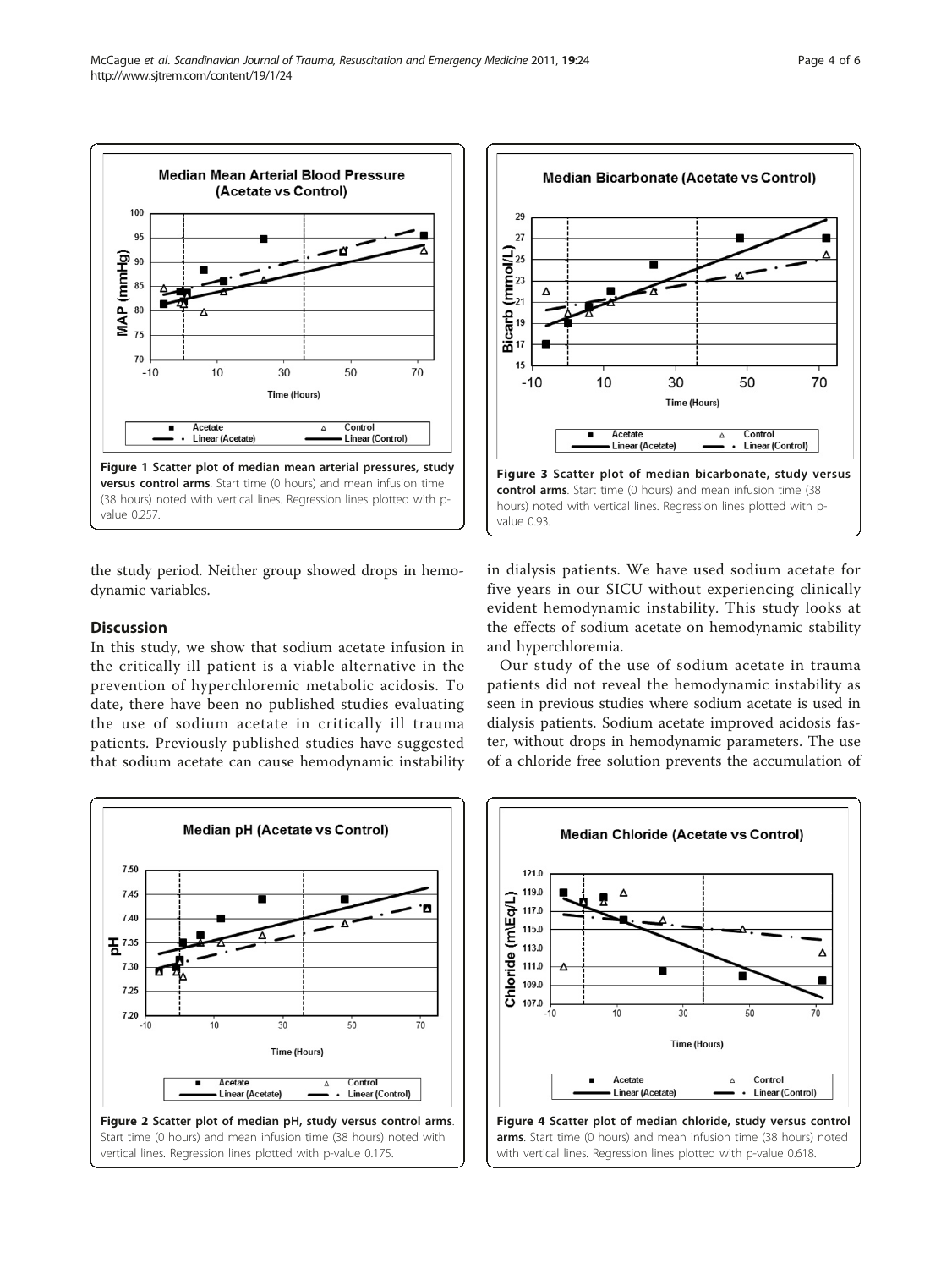**Figure 1 Scatter plot of median mean arterial pressures, study versus control arms**. Start time (0 hours) and mean infusion time (38 hours) noted with vertical lines. Regression lines plotted with p-value 0.257.

**Figure 3 Scatter plot of median bicarbonate, study versus control arms**. Start time (0 hours) and mean infusion time (38 hours) noted with vertical lines. Regression lines plotted with p-value 0.93.

the study period. Neither group showed drops in hemodynamic variables.

## Discussion

In this study, we show that sodium acetate infusion in the critically ill patient is a viable alternative in the prevention of hyperchloremic metabolic acidosis. To date, there have been no published studies evaluating the use of sodium acetate in critically ill trauma patients. Previously published studies have suggested that sodium acetate can cause hemodynamic instability in dialysis patients. We have used sodium acetate for five years in our SICU without experiencing clinically evident hemodynamic instability. This study looks at the effects of sodium acetate on hemodynamic stability and hyperchloremia.

Our study of the use of sodium acetate in trauma patients did not reveal the hemodynamic instability as seen in previous studies where sodium acetate is used in dialysis patients. Sodium acetate improved acidosis faster, without drops in hemodynamic parameters. The use of a chloride free solution prevents the accumulation of

**Figure 2 Scatter plot of median pH, study versus control arms**. Start time (0 hours) and mean infusion time (38 hours) noted with vertical lines. Regression lines plotted with p-value 0.175.

**Figure 4 Scatter plot of median chloride, study versus control arms**. Start time (0 hours) and mean infusion time (38 hours) noted with vertical lines. Regression lines plotted with p-value 0.618.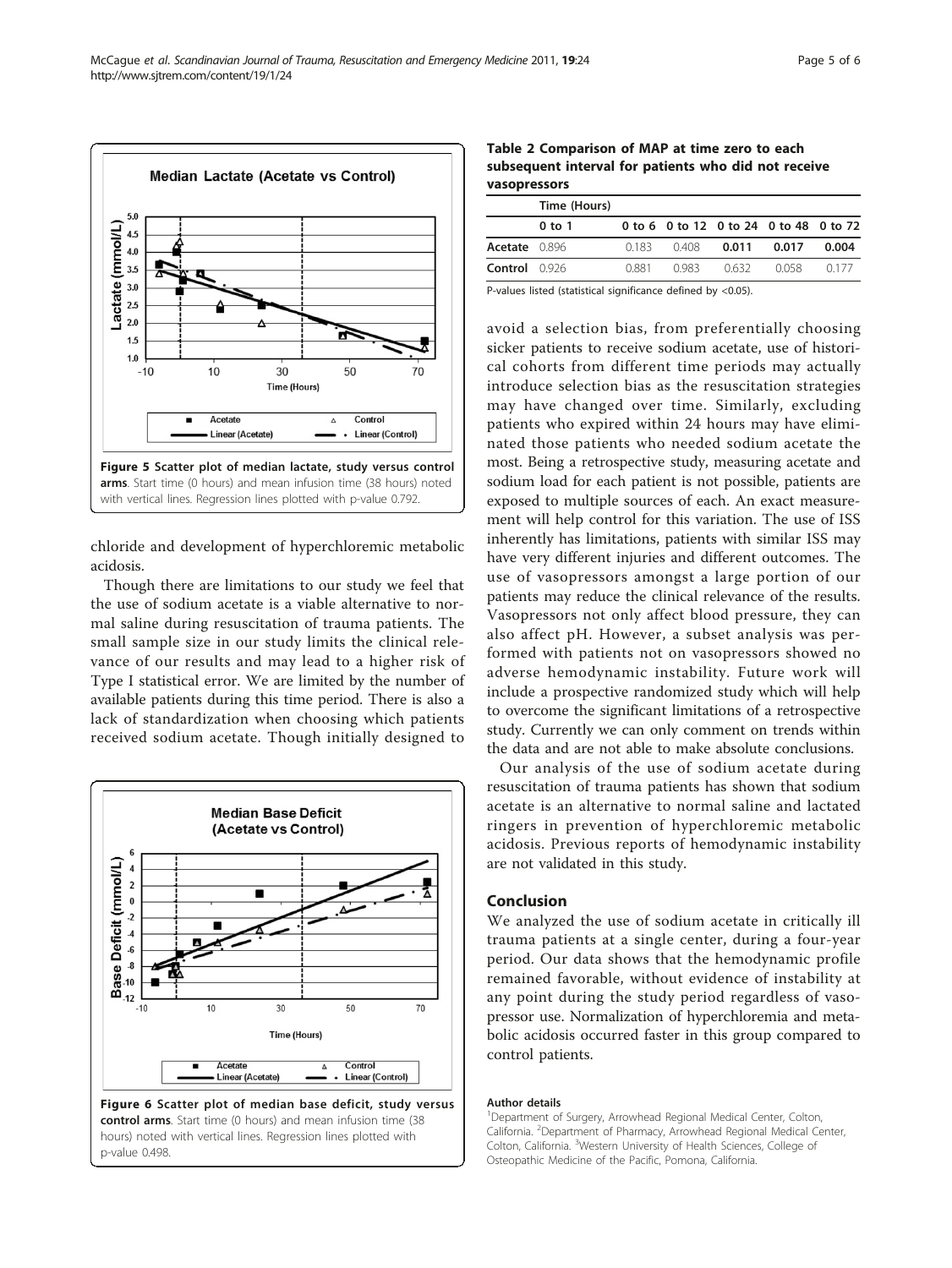Figure 5 Scatter plot of median lactate, study versus control arms. Start time (0 hours) and mean infusion time (38 hours) noted with vertical lines. Regression lines plotted with p-value 0.792.

chloride and development of hyperchloremic metabolic acidosis.

Though there are limitations to our study we feel that the use of sodium acetate is a viable alternative to normal saline during resuscitation of trauma patients. The small sample size in our study limits the clinical relevance of our results and may lead to a higher risk of Type I statistical error. We are limited by the number of available patients during this time period. There is also a lack of standardization when choosing which patients received sodium acetate. Though initially designed to avoid a selection bias, from preferentially choosing sicker patients to receive sodium acetate, use of historical cohorts from different time periods may actually introduce selection bias as the resuscitation strategies may have changed over time. Similarly, excluding patients who expired within 24 hours may have eliminated those patients who needed sodium acetate the most. Being a retrospective study, measuring acetate and sodium load for each patient is not possible, patients are exposed to multiple sources of each. An exact measurement will help control for this variation. The use of ISS inherently has limitations, patients with similar ISS may have very different injuries and different outcomes. The use of vasopressors amongst a large portion of our patients may reduce the clinical relevance of the results. Vasopressors not only affect blood pressure, they can also affect pH. However, a subset analysis was performed with patients not on vasopressors showed no adverse hemodynamic instability. Future work will include a prospective randomized study which will help to overcome the significant limitations of a retrospective study. Currently we can only comment on trends within the data and are not able to make absolute conclusions.

Figure 6 Scatter plot of median base deficit, study versus control arms. Start time (0 hours) and mean infusion time (38 hours) noted with vertical lines. Regression lines plotted with p-value 0.498.

**Table 2 Comparison of MAP at time zero to each subsequent interval for patients who did not receive vasopressors**

| | Time (Hours) | | | | | |
|---|---|---|---|---|---|---|
| | 0 to 1 | 0 to 6 | 0 to 12 | 0 to 24 | 0 to 48 | 0 to 72 |
| **Acetate** | 0.896 | 0.183 | 0.408 | **0.011** | **0.017** | **0.004** |
| **Control** | 0.926 | 0.881 | 0.983 | 0.632 | 0.058 | 0.177 |

P-values listed (statistical significance defined by <0.05).

Our analysis of the use of sodium acetate during resuscitation of trauma patients has shown that sodium acetate is an alternative to normal saline and lactated ringers in prevention of hyperchloremic metabolic acidosis. Previous reports of hemodynamic instability are not validated in this study.

## Conclusion

We analyzed the use of sodium acetate in critically ill trauma patients at a single center, during a four-year period. Our data shows that the hemodynamic profile remained favorable, without evidence of instability at any point during the study period regardless of vasopressor use. Normalization of hyperchloremia and metabolic acidosis occurred faster in this group compared to control patients.

#### Author details

[1]Department of Surgery, Arrowhead Regional Medical Center, Colton, California. [2]Department of Pharmacy, Arrowhead Regional Medical Center, Colton, California. [3]Western University of Health Sciences, College of Osteopathic Medicine of the Pacific, Pomona, California.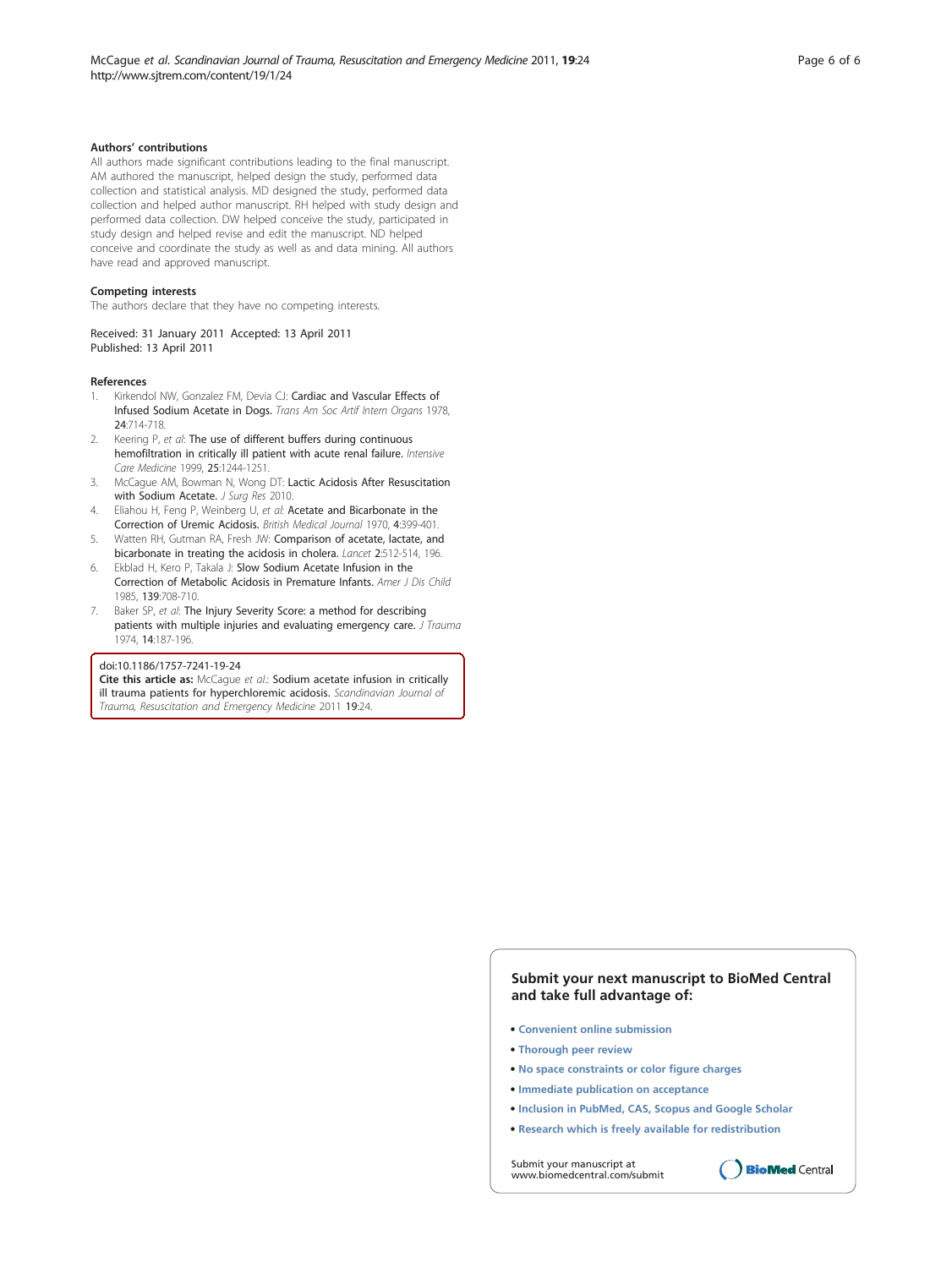### Authors' contributions

All authors made significant contributions leading to the final manuscript. AM authored the manuscript, helped design the study, performed data collection and statistical analysis. MD designed the study, performed data collection and helped author manuscript. RH helped with study design and performed data collection. DW helped conceive the study, participated in study design and helped revise and edit the manuscript. ND helped conceive and coordinate the study as well as and data mining. All authors have read and approved manuscript.

### Competing interests

The authors declare that they have no competing interests.

Received: 31 January 2011 Accepted: 13 April 2011
Published: 13 April 2011

### References

1. Kirkendol NW, Gonzalez FM, Devia CJ: **Cardiac and Vascular Effects of Infused Sodium Acetate in Dogs.** *Trans Am Soc Artif Intern Organs* 1978, **24**:714-718.
2. Keering P, *et al*: **The use of different buffers during continuous hemofiltration in critically ill patient with acute renal failure.** *Intensive Care Medicine* 1999, **25**:1244-1251.
3. McCague AM, Bowman N, Wong DT: **Lactic Acidosis After Resuscitation with Sodium Acetate.** *J Surg Res* 2010.
4. Eliahou H, Feng P, Weinberg U, *et al*: **Acetate and Bicarbonate in the Correction of Uremic Acidosis.** *British Medical Journal* 1970, **4**:399-401.
5. Watten RH, Gutman RA, Fresh JW: **Comparison of acetate, lactate, and bicarbonate in treating the acidosis in cholera.** *Lancet* **2**:512-514, 196.
6. Ekblad H, Kero P, Takala J: **Slow Sodium Acetate Infusion in the Correction of Metabolic Acidosis in Premature Infants.** *Amer J Dis Child* 1985, **139**:708-710.
7. Baker SP, *et al*: **The Injury Severity Score: a method for describing patients with multiple injuries and evaluating emergency care.** *J Trauma* 1974, **14**:187-196.

doi:10.1186/1757-7241-19-24
**Cite this article as:** McCague *et al.*: Sodium acetate infusion in critically ill trauma patients for hyperchloremic acidosis. *Scandinavian Journal of Trauma, Resuscitation and Emergency Medicine* 2011 **19**:24.

**Submit your next manuscript to BioMed Central and take full advantage of:**

- **Convenient online submission**
- **Thorough peer review**
- **No space constraints or color figure charges**
- **Immediate publication on acceptance**
- **Inclusion in PubMed, CAS, Scopus and Google Scholar**
- **Research which is freely available for redistribution**

Submit your manuscript at
www.biomedcentral.com/submit

BioMed Central